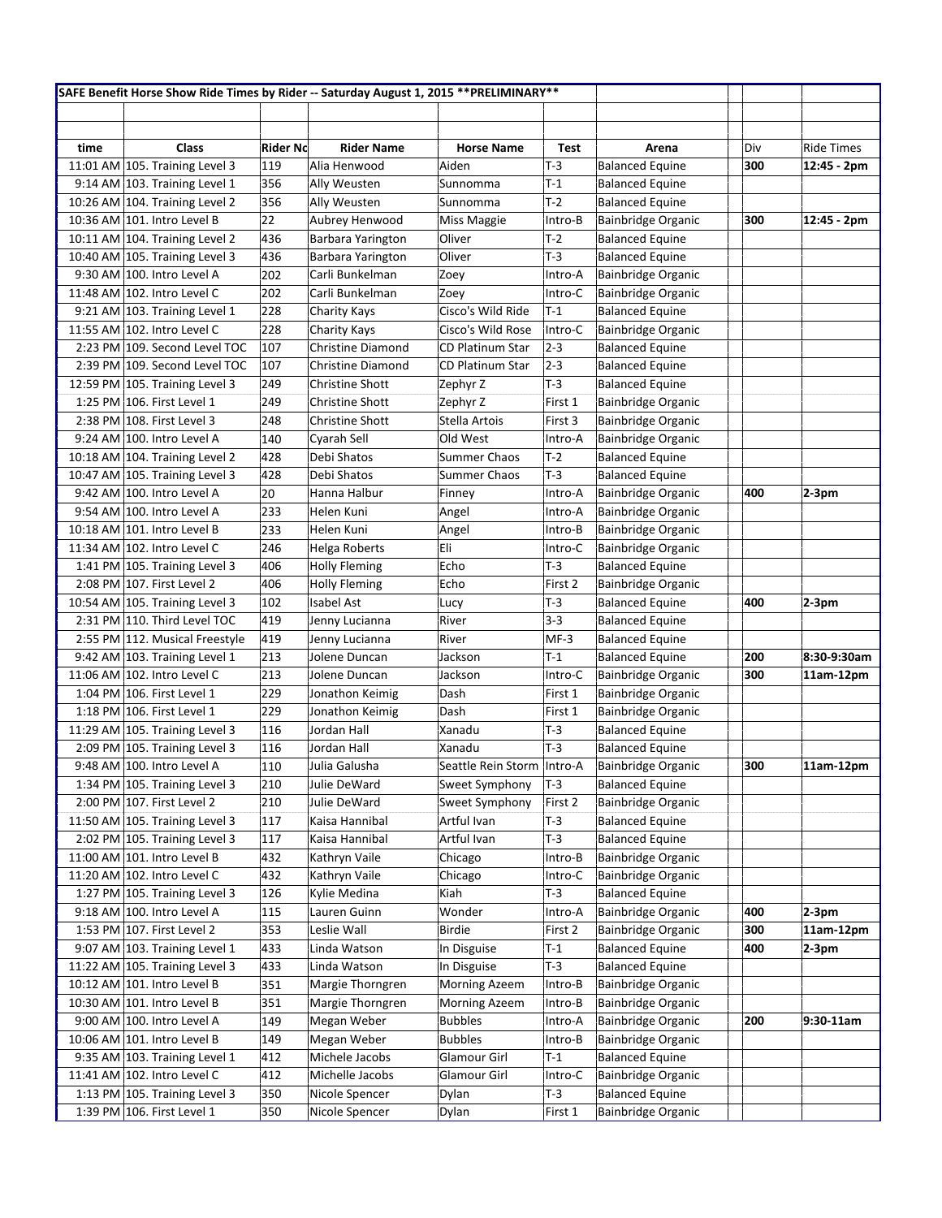**SAFE Benefit Horse Show Ride Times by Rider -- Saturday August 1, 2015 \*\*PRELIMINARY\*\***

| time | Class | Rider No | Rider Name | Horse Name | Test | Arena | | Div | Ride Times |
|---|---|---|---|---|---|---|---|---|---|
| 11:01 AM | 105. Training Level 3 | 119 | Alia Henwood | Aiden | T-3 | Balanced Equine | | **300** | **12:45 - 2pm** |
| 9:14 AM | 103. Training Level 1 | 356 | Ally Weusten | Sunnomma | T-1 | Balanced Equine | | | |
| 10:26 AM | 104. Training Level 2 | 356 | Ally Weusten | Sunnomma | T-2 | Balanced Equine | | | |
| 10:36 AM | 101. Intro Level B | 22 | Aubrey Henwood | Miss Maggie | Intro-B | Bainbridge Organic | | **300** | **12:45 - 2pm** |
| 10:11 AM | 104. Training Level 2 | 436 | Barbara Yarington | Oliver | T-2 | Balanced Equine | | | |
| 10:40 AM | 105. Training Level 3 | 436 | Barbara Yarington | Oliver | T-3 | Balanced Equine | | | |
| 9:30 AM | 100. Intro Level A | 202 | Carli Bunkelman | Zoey | Intro-A | Bainbridge Organic | | | |
| 11:48 AM | 102. Intro Level C | 202 | Carli Bunkelman | Zoey | Intro-C | Bainbridge Organic | | | |
| 9:21 AM | 103. Training Level 1 | 228 | Charity Kays | Cisco's Wild Ride | T-1 | Balanced Equine | | | |
| 11:55 AM | 102. Intro Level C | 228 | Charity Kays | Cisco's Wild Rose | Intro-C | Bainbridge Organic | | | |
| 2:23 PM | 109. Second Level TOC | 107 | Christine Diamond | CD Platinum Star | 2-3 | Balanced Equine | | | |
| 2:39 PM | 109. Second Level TOC | 107 | Christine Diamond | CD Platinum Star | 2-3 | Balanced Equine | | | |
| 12:59 PM | 105. Training Level 3 | 249 | Christine Shott | Zephyr Z | T-3 | Balanced Equine | | | |
| 1:25 PM | 106. First Level 1 | 249 | Christine Shott | Zephyr Z | First 1 | Bainbridge Organic | | | |
| 2:38 PM | 108. First Level 3 | 248 | Christine Shott | Stella Artois | First 3 | Bainbridge Organic | | | |
| 9:24 AM | 100. Intro Level A | 140 | Cyarah Sell | Old West | Intro-A | Bainbridge Organic | | | |
| 10:18 AM | 104. Training Level 2 | 428 | Debi Shatos | Summer Chaos | T-2 | Balanced Equine | | | |
| 10:47 AM | 105. Training Level 3 | 428 | Debi Shatos | Summer Chaos | T-3 | Balanced Equine | | | |
| 9:42 AM | 100. Intro Level A | 20 | Hanna Halbur | Finney | Intro-A | Bainbridge Organic | | **400** | **2-3pm** |
| 9:54 AM | 100. Intro Level A | 233 | Helen Kuni | Angel | Intro-A | Bainbridge Organic | | | |
| 10:18 AM | 101. Intro Level B | 233 | Helen Kuni | Angel | Intro-B | Bainbridge Organic | | | |
| 11:34 AM | 102. Intro Level C | 246 | Helga Roberts | Eli | Intro-C | Bainbridge Organic | | | |
| 1:41 PM | 105. Training Level 3 | 406 | Holly Fleming | Echo | T-3 | Balanced Equine | | | |
| 2:08 PM | 107. First Level 2 | 406 | Holly Fleming | Echo | First 2 | Bainbridge Organic | | | |
| 10:54 AM | 105. Training Level 3 | 102 | Isabel Ast | Lucy | T-3 | Balanced Equine | | **400** | **2-3pm** |
| 2:31 PM | 110. Third Level TOC | 419 | Jenny Lucianna | River | 3-3 | Balanced Equine | | | |
| 2:55 PM | 112. Musical Freestyle | 419 | Jenny Lucianna | River | MF-3 | Balanced Equine | | | |
| 9:42 AM | 103. Training Level 1 | 213 | Jolene Duncan | Jackson | T-1 | Balanced Equine | | **200** | **8:30-9:30am** |
| 11:06 AM | 102. Intro Level C | 213 | Jolene Duncan | Jackson | Intro-C | Bainbridge Organic | | **300** | **11am-12pm** |
| 1:04 PM | 106. First Level 1 | 229 | Jonathon Keimig | Dash | First 1 | Bainbridge Organic | | | |
| 1:18 PM | 106. First Level 1 | 229 | Jonathon Keimig | Dash | First 1 | Bainbridge Organic | | | |
| 11:29 AM | 105. Training Level 3 | 116 | Jordan Hall | Xanadu | T-3 | Balanced Equine | | | |
| 2:09 PM | 105. Training Level 3 | 116 | Jordan Hall | Xanadu | T-3 | Balanced Equine | | | |
| 9:48 AM | 100. Intro Level A | 110 | Julia Galusha | Seattle Rein Storm | Intro-A | Bainbridge Organic | | **300** | **11am-12pm** |
| 1:34 PM | 105. Training Level 3 | 210 | Julie DeWard | Sweet Symphony | T-3 | Balanced Equine | | | |
| 2:00 PM | 107. First Level 2 | 210 | Julie DeWard | Sweet Symphony | First 2 | Bainbridge Organic | | | |
| 11:50 AM | 105. Training Level 3 | 117 | Kaisa Hannibal | Artful Ivan | T-3 | Balanced Equine | | | |
| 2:02 PM | 105. Training Level 3 | 117 | Kaisa Hannibal | Artful Ivan | T-3 | Balanced Equine | | | |
| 11:00 AM | 101. Intro Level B | 432 | Kathryn Vaile | Chicago | Intro-B | Bainbridge Organic | | | |
| 11:20 AM | 102. Intro Level C | 432 | Kathryn Vaile | Chicago | Intro-C | Bainbridge Organic | | | |
| 1:27 PM | 105. Training Level 3 | 126 | Kylie Medina | Kiah | T-3 | Balanced Equine | | | |
| 9:18 AM | 100. Intro Level A | 115 | Lauren Guinn | Wonder | Intro-A | Bainbridge Organic | | **400** | **2-3pm** |
| 1:53 PM | 107. First Level 2 | 353 | Leslie Wall | Birdie | First 2 | Bainbridge Organic | | **300** | **11am-12pm** |
| 9:07 AM | 103. Training Level 1 | 433 | Linda Watson | In Disguise | T-1 | Balanced Equine | | **400** | **2-3pm** |
| 11:22 AM | 105. Training Level 3 | 433 | Linda Watson | In Disguise | T-3 | Balanced Equine | | | |
| 10:12 AM | 101. Intro Level B | 351 | Margie Thorngren | Morning Azeem | Intro-B | Bainbridge Organic | | | |
| 10:30 AM | 101. Intro Level B | 351 | Margie Thorngren | Morning Azeem | Intro-B | Bainbridge Organic | | | |
| 9:00 AM | 100. Intro Level A | 149 | Megan Weber | Bubbles | Intro-A | Bainbridge Organic | | **200** | **9:30-11am** |
| 10:06 AM | 101. Intro Level B | 149 | Megan Weber | Bubbles | Intro-B | Bainbridge Organic | | | |
| 9:35 AM | 103. Training Level 1 | 412 | Michele Jacobs | Glamour Girl | T-1 | Balanced Equine | | | |
| 11:41 AM | 102. Intro Level C | 412 | Michelle Jacobs | Glamour Girl | Intro-C | Bainbridge Organic | | | |
| 1:13 PM | 105. Training Level 3 | 350 | Nicole Spencer | Dylan | T-3 | Balanced Equine | | | |
| 1:39 PM | 106. First Level 1 | 350 | Nicole Spencer | Dylan | First 1 | Bainbridge Organic | | | |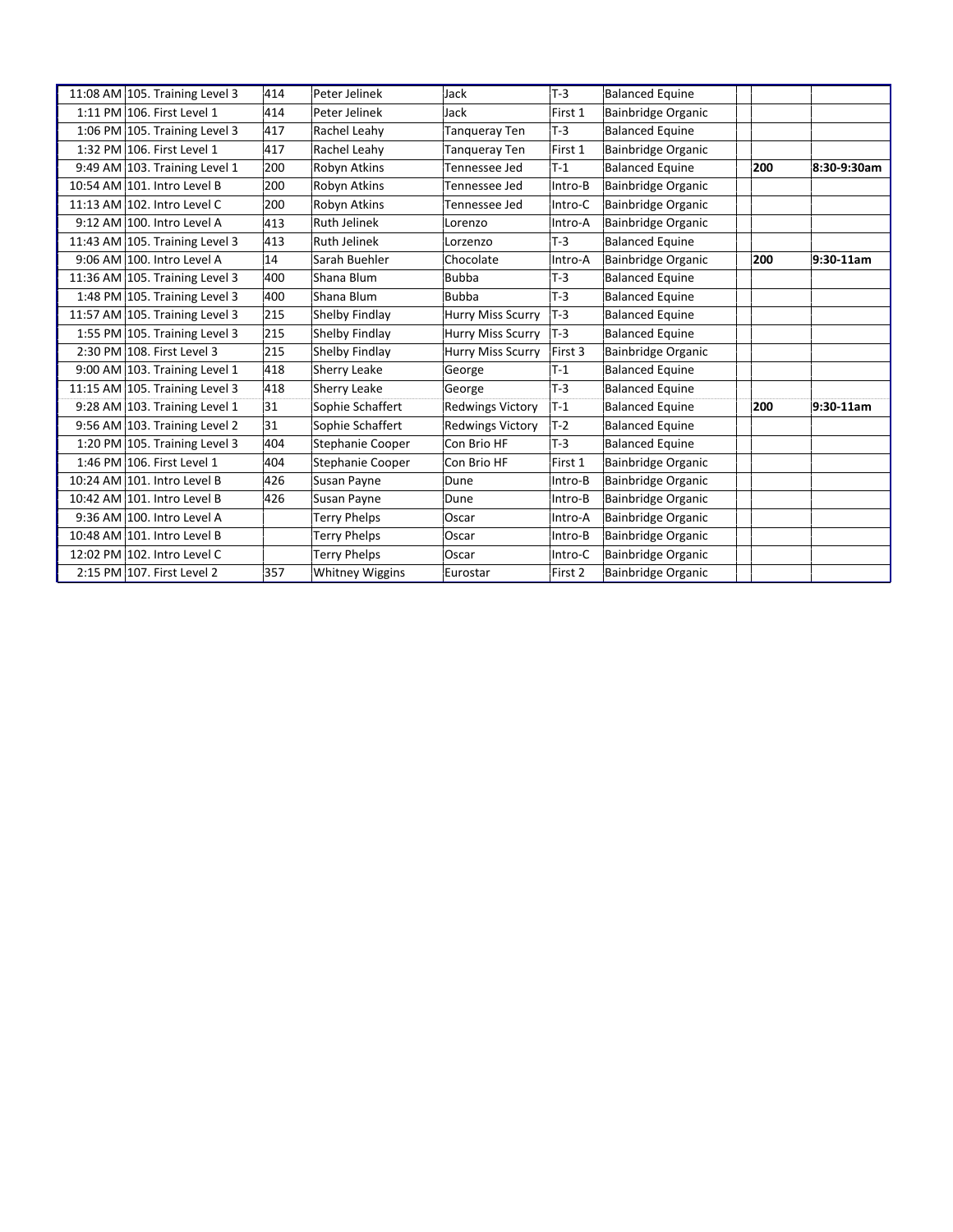| | | | | | | | | | |
|---|---|---|---|---|---|---|---|---|---|
| 11:08 AM | 105. Training Level 3 | 414 | Peter Jelinek | Jack | T-3 | Balanced Equine | | | |
| 1:11 PM | 106. First Level 1 | 414 | Peter Jelinek | Jack | First 1 | Bainbridge Organic | | | |
| 1:06 PM | 105. Training Level 3 | 417 | Rachel Leahy | Tanqueray Ten | T-3 | Balanced Equine | | | |
| 1:32 PM | 106. First Level 1 | 417 | Rachel Leahy | Tanqueray Ten | First 1 | Bainbridge Organic | | | |
| 9:49 AM | 103. Training Level 1 | 200 | Robyn Atkins | Tennessee Jed | T-1 | Balanced Equine | | **200** | **8:30-9:30am** |
| 10:54 AM | 101. Intro Level B | 200 | Robyn Atkins | Tennessee Jed | Intro-B | Bainbridge Organic | | | |
| 11:13 AM | 102. Intro Level C | 200 | Robyn Atkins | Tennessee Jed | Intro-C | Bainbridge Organic | | | |
| 9:12 AM | 100. Intro Level A | 413 | Ruth Jelinek | Lorenzo | Intro-A | Bainbridge Organic | | | |
| 11:43 AM | 105. Training Level 3 | 413 | Ruth Jelinek | Lorzenzo | T-3 | Balanced Equine | | | |
| 9:06 AM | 100. Intro Level A | 14 | Sarah Buehler | Chocolate | Intro-A | Bainbridge Organic | | **200** | **9:30-11am** |
| 11:36 AM | 105. Training Level 3 | 400 | Shana Blum | Bubba | T-3 | Balanced Equine | | | |
| 1:48 PM | 105. Training Level 3 | 400 | Shana Blum | Bubba | T-3 | Balanced Equine | | | |
| 11:57 AM | 105. Training Level 3 | 215 | Shelby Findlay | Hurry Miss Scurry | T-3 | Balanced Equine | | | |
| 1:55 PM | 105. Training Level 3 | 215 | Shelby Findlay | Hurry Miss Scurry | T-3 | Balanced Equine | | | |
| 2:30 PM | 108. First Level 3 | 215 | Shelby Findlay | Hurry Miss Scurry | First 3 | Bainbridge Organic | | | |
| 9:00 AM | 103. Training Level 1 | 418 | Sherry Leake | George | T-1 | Balanced Equine | | | |
| 11:15 AM | 105. Training Level 3 | 418 | Sherry Leake | George | T-3 | Balanced Equine | | | |
| 9:28 AM | 103. Training Level 1 | 31 | Sophie Schaffert | Redwings Victory | T-1 | Balanced Equine | | **200** | **9:30-11am** |
| 9:56 AM | 103. Training Level 2 | 31 | Sophie Schaffert | Redwings Victory | T-2 | Balanced Equine | | | |
| 1:20 PM | 105. Training Level 3 | 404 | Stephanie Cooper | Con Brio HF | T-3 | Balanced Equine | | | |
| 1:46 PM | 106. First Level 1 | 404 | Stephanie Cooper | Con Brio HF | First 1 | Bainbridge Organic | | | |
| 10:24 AM | 101. Intro Level B | 426 | Susan Payne | Dune | Intro-B | Bainbridge Organic | | | |
| 10:42 AM | 101. Intro Level B | 426 | Susan Payne | Dune | Intro-B | Bainbridge Organic | | | |
| 9:36 AM | 100. Intro Level A | | Terry Phelps | Oscar | Intro-A | Bainbridge Organic | | | |
| 10:48 AM | 101. Intro Level B | | Terry Phelps | Oscar | Intro-B | Bainbridge Organic | | | |
| 12:02 PM | 102. Intro Level C | | Terry Phelps | Oscar | Intro-C | Bainbridge Organic | | | |
| 2:15 PM | 107. First Level 2 | 357 | Whitney Wiggins | Eurostar | First 2 | Bainbridge Organic | | | |